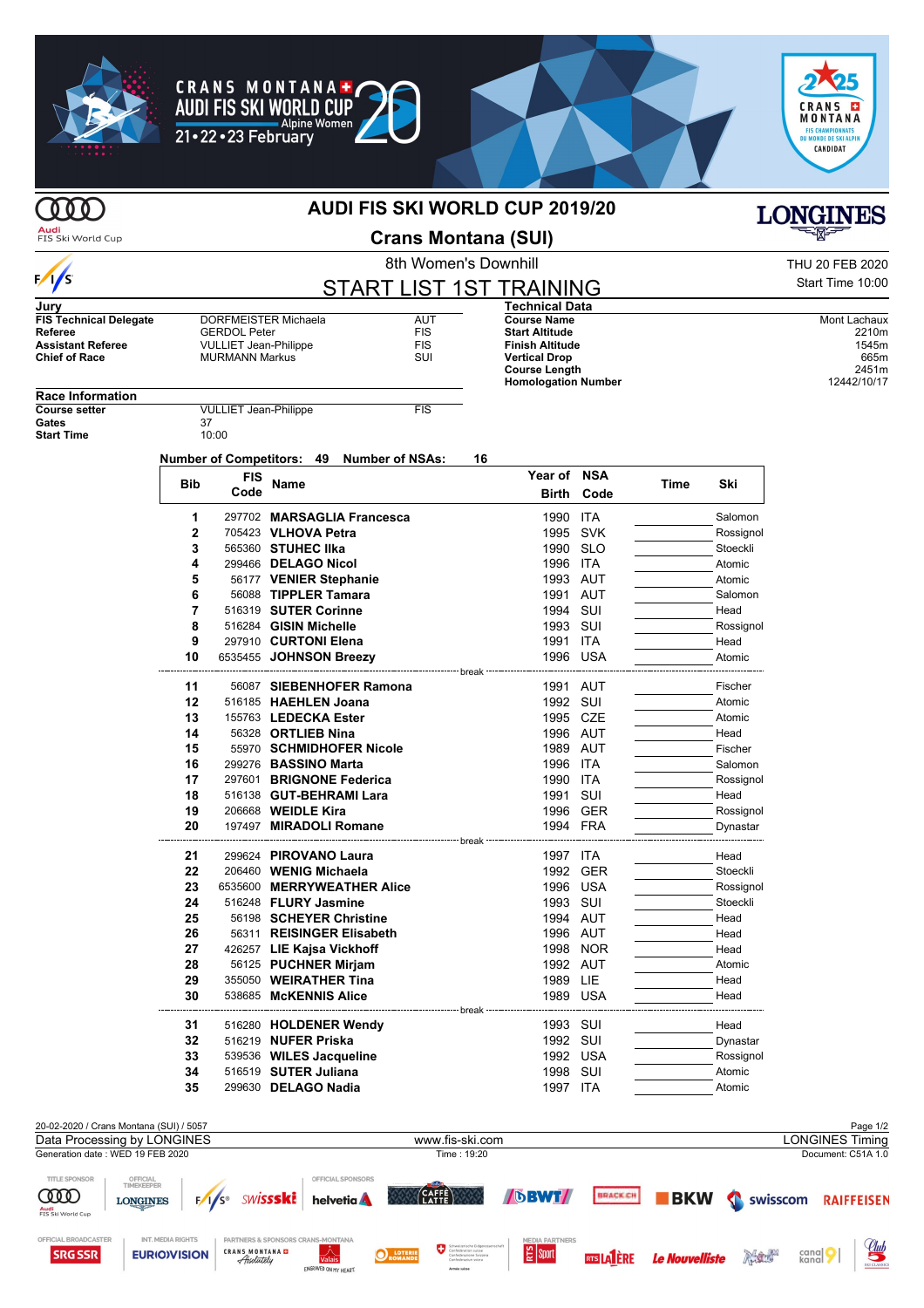# AUDI FIS SKI WORLD CUP 2019/20

## Crans Montana (SUI)

8th Women's Downhill

THU 20 FEB 2020
Start Time 10:00

## START LIST 1ST TRAINING

**Jury**

| | | |
|---|---|---|
| **FIS Technical Delegate** | DORFMEISTER Michaela | AUT |
| **Referee** | GERDOL Peter | FIS |
| **Assistant Referee** | VULLIET Jean-Philippe | FIS |
| **Chief of Race** | MURMANN Markus | SUI |

**Technical Data**

| | |
|---|---|
| **Course Name** | Mont Lachaux |
| **Start Altitude** | 2210m |
| **Finish Altitude** | 1545m |
| **Vertical Drop** | 665m |
| **Course Length** | 2451m |
| **Homologation Number** | 12442/10/17 |

**Race Information**

| | | |
|---|---|---|
| **Course setter** | VULLIET Jean-Philippe | FIS |
| **Gates** | 37 | |
| **Start Time** | 10:00 | |

**Number of Competitors: 49 Number of NSAs: 16**

| Bib | FIS Code | Name | Year of Birth | NSA Code | Time | Ski |
|---|---|---|---|---|---|---|
| 1 | 297702 | **MARSAGLIA Francesca** | 1990 | ITA | | Salomon |
| 2 | 705423 | **VLHOVA Petra** | 1995 | SVK | | Rossignol |
| 3 | 565360 | **STUHEC Ilka** | 1990 | SLO | | Stoeckli |
| 4 | 299466 | **DELAGO Nicol** | 1996 | ITA | | Atomic |
| 5 | 56177 | **VENIER Stephanie** | 1993 | AUT | | Atomic |
| 6 | 56088 | **TIPPLER Tamara** | 1991 | AUT | | Salomon |
| 7 | 516319 | **SUTER Corinne** | 1994 | SUI | | Head |
| 8 | 516284 | **GISIN Michelle** | 1993 | SUI | | Rossignol |
| 9 | 297910 | **CURTONI Elena** | 1991 | ITA | | Head |
| 10 | 6535455 | **JOHNSON Breezy** | 1996 | USA | | Atomic |
| | | break | | | | |
| 11 | 56087 | **SIEBENHOFER Ramona** | 1991 | AUT | | Fischer |
| 12 | 516185 | **HAEHLEN Joana** | 1992 | SUI | | Atomic |
| 13 | 155763 | **LEDECKA Ester** | 1995 | CZE | | Atomic |
| 14 | 56328 | **ORTLIEB Nina** | 1996 | AUT | | Head |
| 15 | 55970 | **SCHMIDHOFER Nicole** | 1989 | AUT | | Fischer |
| 16 | 299276 | **BASSINO Marta** | 1996 | ITA | | Salomon |
| 17 | 297601 | **BRIGNONE Federica** | 1990 | ITA | | Rossignol |
| 18 | 516138 | **GUT-BEHRAMI Lara** | 1991 | SUI | | Head |
| 19 | 206668 | **WEIDLE Kira** | 1996 | GER | | Rossignol |
| 20 | 197497 | **MIRADOLI Romane** | 1994 | FRA | | Dynastar |
| | | break | | | | |
| 21 | 299624 | **PIROVANO Laura** | 1997 | ITA | | Head |
| 22 | 206460 | **WENIG Michaela** | 1992 | GER | | Stoeckli |
| 23 | 6535600 | **MERRYWEATHER Alice** | 1996 | USA | | Rossignol |
| 24 | 516248 | **FLURY Jasmine** | 1993 | SUI | | Stoeckli |
| 25 | 56198 | **SCHEYER Christine** | 1994 | AUT | | Head |
| 26 | 56311 | **REISINGER Elisabeth** | 1996 | AUT | | Head |
| 27 | 426257 | **LIE Kajsa Vickhoff** | 1998 | NOR | | Head |
| 28 | 56125 | **PUCHNER Mirjam** | 1992 | AUT | | Atomic |
| 29 | 355050 | **WEIRATHER Tina** | 1989 | LIE | | Head |
| 30 | 538685 | **McKENNIS Alice** | 1989 | USA | | Head |
| | | break | | | | |
| 31 | 516280 | **HOLDENER Wendy** | 1993 | SUI | | Head |
| 32 | 516219 | **NUFER Priska** | 1992 | SUI | | Dynastar |
| 33 | 539536 | **WILES Jacqueline** | 1992 | USA | | Rossignol |
| 34 | 516519 | **SUTER Juliana** | 1998 | SUI | | Atomic |
| 35 | 299630 | **DELAGO Nadia** | 1997 | ITA | | Atomic |

20-02-2020 / Crans Montana (SUI) / 5057
Data Processing by LONGINES — www.fis-ski.com — LONGINES Timing
Generation date : WED 19 FEB 2020 — Time : 19:20 — Document: C51A 1.0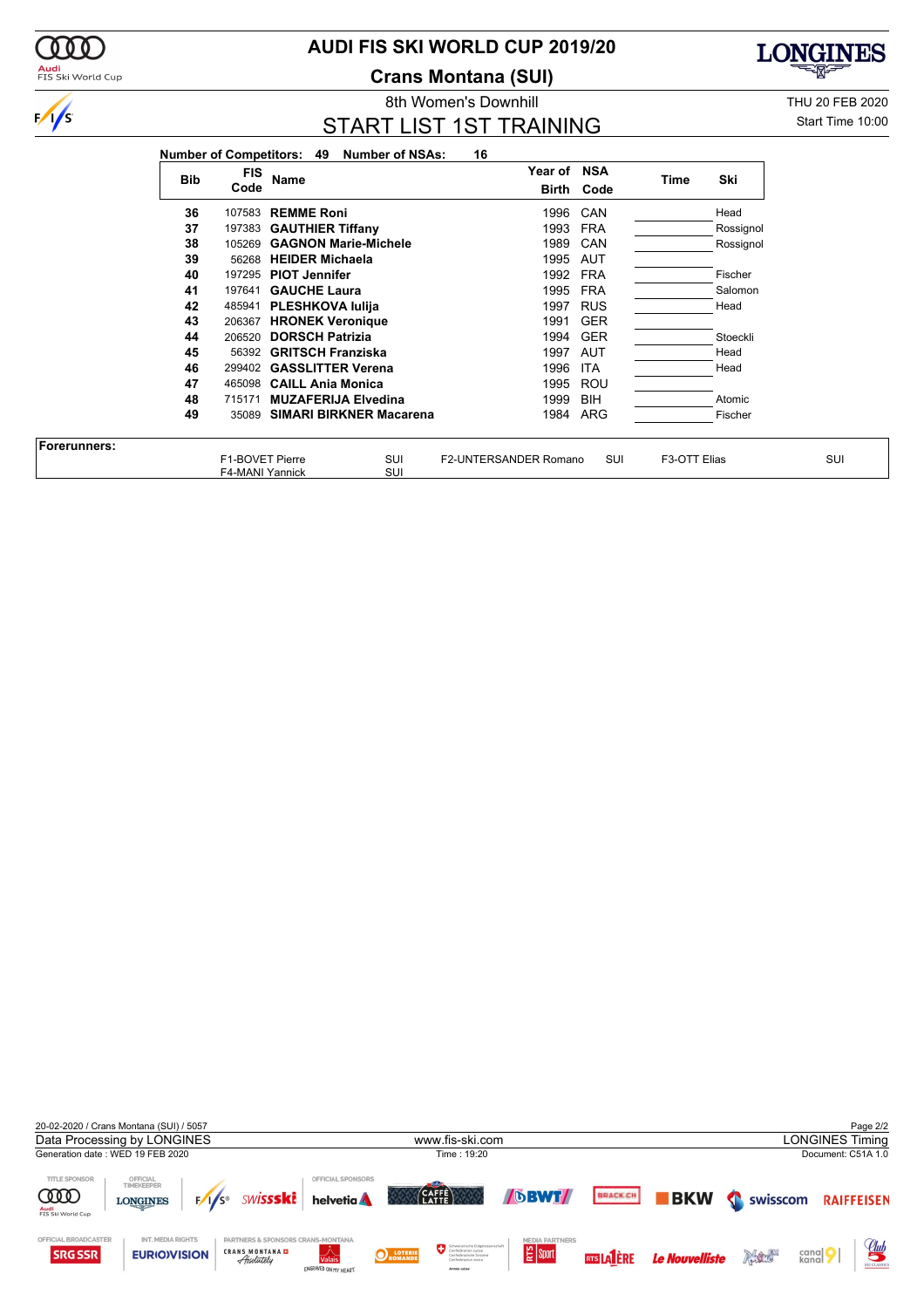# AUDI FIS SKI WORLD CUP 2019/20

## Crans Montana (SUI)

8th Women's Downhill

## START LIST 1ST TRAINING

THU 20 FEB 2020
Start Time 10:00

**Number of Competitors: 49 Number of NSAs: 16**

| Bib | FIS Code | Name | Year of Birth | NSA Code | Time | Ski |
|---|---|---|---|---|---|---|
| 36 | 107583 | **REMME Roni** | 1996 | CAN | | Head |
| 37 | 197383 | **GAUTHIER Tiffany** | 1993 | FRA | | Rossignol |
| 38 | 105269 | **GAGNON Marie-Michele** | 1989 | CAN | | Rossignol |
| 39 | 56268 | **HEIDER Michaela** | 1995 | AUT | | |
| 40 | 197295 | **PIOT Jennifer** | 1992 | FRA | | Fischer |
| 41 | 197641 | **GAUCHE Laura** | 1995 | FRA | | Salomon |
| 42 | 485941 | **PLESHKOVA Iulija** | 1997 | RUS | | Head |
| 43 | 206367 | **HRONEK Veronique** | 1991 | GER | | |
| 44 | 206520 | **DORSCH Patrizia** | 1994 | GER | | Stoeckli |
| 45 | 56392 | **GRITSCH Franziska** | 1997 | AUT | | Head |
| 46 | 299402 | **GASSLITTER Verena** | 1996 | ITA | | Head |
| 47 | 465098 | **CAILL Ania Monica** | 1995 | ROU | | |
| 48 | 715171 | **MUZAFERIJA Elvedina** | 1999 | BIH | | Atomic |
| 49 | 35089 | **SIMARI BIRKNER Macarena** | 1984 | ARG | | Fischer |

**Forerunners:**

| | | | | | |
|---|---|---|---|---|---|
| F1-BOVET Pierre | SUI | F2-UNTERSANDER Romano | SUI | F3-OTT Elias | SUI |
| F4-MANI Yannick | SUI | | | | |

20-02-2020 / Crans Montana (SUI) / 5057
Data Processing by LONGINES — www.fis-ski.com — LONGINES Timing
Generation date : WED 19 FEB 2020 — Time : 19:20 — Document: C51A 1.0